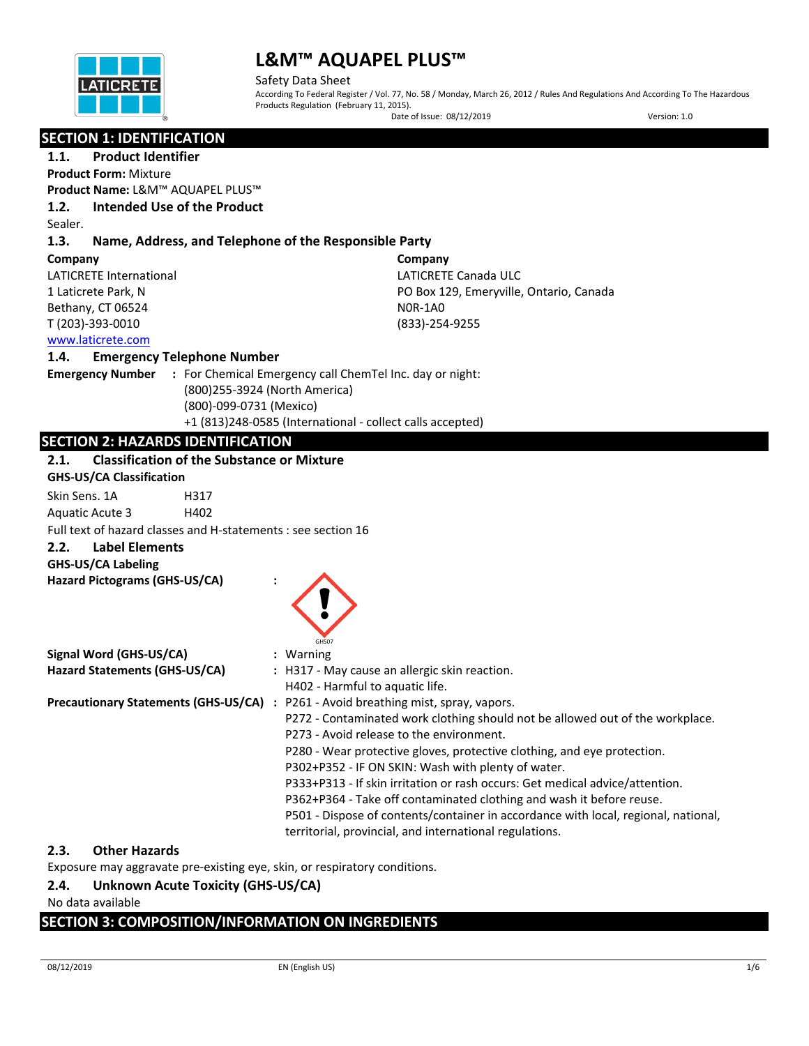# L&M™ AQUAPEL PLUS™

Safety Data Sheet

According To Federal Register / Vol. 77, No. 58 / Monday, March 26, 2012 / Rules And Regulations And According To The Hazardous Products Regulation (February 11, 2015).

Date of Issue: 08/12/2019 Version: 1.0

## SECTION 1: IDENTIFICATION

### 1.1. Product Identifier

**Product Form:** Mixture

**Product Name:** L&M™ AQUAPEL PLUS™

### 1.2. Intended Use of the Product

Sealer.

### 1.3. Name, Address, and Telephone of the Responsible Party

**Company**
LATICRETE International
1 Laticrete Park, N
Bethany, CT 06524
T (203)-393-0010
www.laticrete.com

**Company**
LATICRETE Canada ULC
PO Box 129, Emeryville, Ontario, Canada
N0R-1A0
(833)-254-9255

### 1.4. Emergency Telephone Number

**Emergency Number** : For Chemical Emergency call ChemTel Inc. day or night:
(800)255-3924 (North America)
(800)-099-0731 (Mexico)
+1 (813)248-0585 (International - collect calls accepted)

## SECTION 2: HAZARDS IDENTIFICATION

### 2.1. Classification of the Substance or Mixture

**GHS-US/CA Classification**

| | |
|---|---|
| Skin Sens. 1A | H317 |
| Aquatic Acute 3 | H402 |

Full text of hazard classes and H-statements : see section 16

### 2.2. Label Elements

**GHS-US/CA Labeling**

**Hazard Pictograms (GHS-US/CA)** :

GHS07

**Signal Word (GHS-US/CA)** : Warning

**Hazard Statements (GHS-US/CA)** : H317 - May cause an allergic skin reaction.
H402 - Harmful to aquatic life.

**Precautionary Statements (GHS-US/CA)** : P261 - Avoid breathing mist, spray, vapors.
P272 - Contaminated work clothing should not be allowed out of the workplace.
P273 - Avoid release to the environment.
P280 - Wear protective gloves, protective clothing, and eye protection.
P302+P352 - IF ON SKIN: Wash with plenty of water.
P333+P313 - If skin irritation or rash occurs: Get medical advice/attention.
P362+P364 - Take off contaminated clothing and wash it before reuse.
P501 - Dispose of contents/container in accordance with local, regional, national, territorial, provincial, and international regulations.

### 2.3. Other Hazards

Exposure may aggravate pre-existing eye, skin, or respiratory conditions.

### 2.4. Unknown Acute Toxicity (GHS-US/CA)

No data available

## SECTION 3: COMPOSITION/INFORMATION ON INGREDIENTS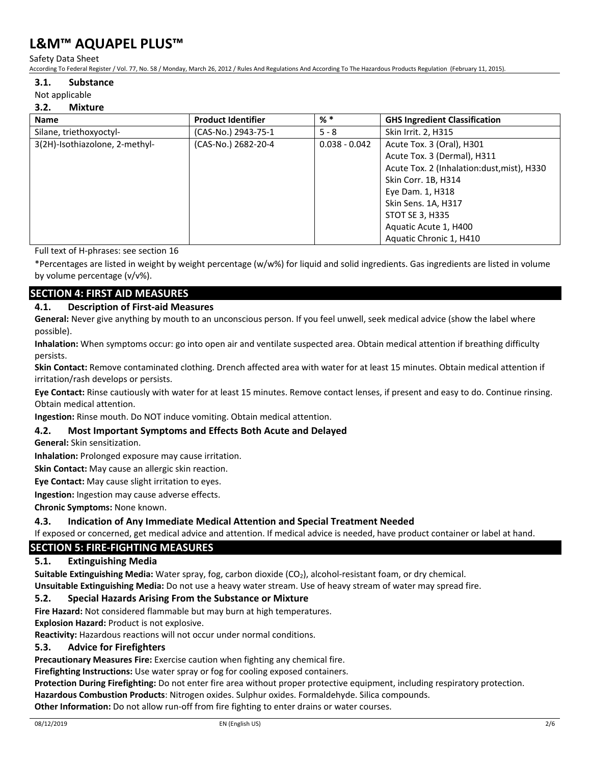### 3.1. Substance

Not applicable

### 3.2. Mixture

| Name | Product Identifier | % * | GHS Ingredient Classification |
|---|---|---|---|
| Silane, triethoxyoctyl- | (CAS-No.) 2943-75-1 | 5 - 8 | Skin Irrit. 2, H315 |
| 3(2H)-Isothiazolone, 2-methyl- | (CAS-No.) 2682-20-4 | 0.038 - 0.042 | Acute Tox. 3 (Oral), H301<br>Acute Tox. 3 (Dermal), H311<br>Acute Tox. 2 (Inhalation:dust,mist), H330<br>Skin Corr. 1B, H314<br>Eye Dam. 1, H318<br>Skin Sens. 1A, H317<br>STOT SE 3, H335<br>Aquatic Acute 1, H400<br>Aquatic Chronic 1, H410 |

Full text of H-phrases: see section 16

*Percentages are listed in weight by weight percentage (w/w%) for liquid and solid ingredients. Gas ingredients are listed in volume by volume percentage (v/v%).

## SECTION 4: FIRST AID MEASURES

### 4.1. Description of First-aid Measures

**General:** Never give anything by mouth to an unconscious person. If you feel unwell, seek medical advice (show the label where possible).

**Inhalation:** When symptoms occur: go into open air and ventilate suspected area. Obtain medical attention if breathing difficulty persists.

**Skin Contact:** Remove contaminated clothing. Drench affected area with water for at least 15 minutes. Obtain medical attention if irritation/rash develops or persists.

**Eye Contact:** Rinse cautiously with water for at least 15 minutes. Remove contact lenses, if present and easy to do. Continue rinsing. Obtain medical attention.

**Ingestion:** Rinse mouth. Do NOT induce vomiting. Obtain medical attention.

### 4.2. Most Important Symptoms and Effects Both Acute and Delayed

**General:** Skin sensitization.

**Inhalation:** Prolonged exposure may cause irritation.

**Skin Contact:** May cause an allergic skin reaction.

**Eye Contact:** May cause slight irritation to eyes.

**Ingestion:** Ingestion may cause adverse effects.

**Chronic Symptoms:** None known.

### 4.3. Indication of Any Immediate Medical Attention and Special Treatment Needed

If exposed or concerned, get medical advice and attention. If medical advice is needed, have product container or label at hand.

## SECTION 5: FIRE-FIGHTING MEASURES

### 5.1. Extinguishing Media

**Suitable Extinguishing Media:** Water spray, fog, carbon dioxide ($CO_2$), alcohol-resistant foam, or dry chemical.

**Unsuitable Extinguishing Media:** Do not use a heavy water stream. Use of heavy stream of water may spread fire.

### 5.2. Special Hazards Arising From the Substance or Mixture

**Fire Hazard:** Not considered flammable but may burn at high temperatures.

**Explosion Hazard:** Product is not explosive.

**Reactivity:** Hazardous reactions will not occur under normal conditions.

### 5.3. Advice for Firefighters

**Precautionary Measures Fire:** Exercise caution when fighting any chemical fire.

**Firefighting Instructions:** Use water spray or fog for cooling exposed containers.

**Protection During Firefighting:** Do not enter fire area without proper protective equipment, including respiratory protection.

**Hazardous Combustion Products**: Nitrogen oxides. Sulphur oxides. Formaldehyde. Silica compounds.

**Other Information:** Do not allow run-off from fire fighting to enter drains or water courses.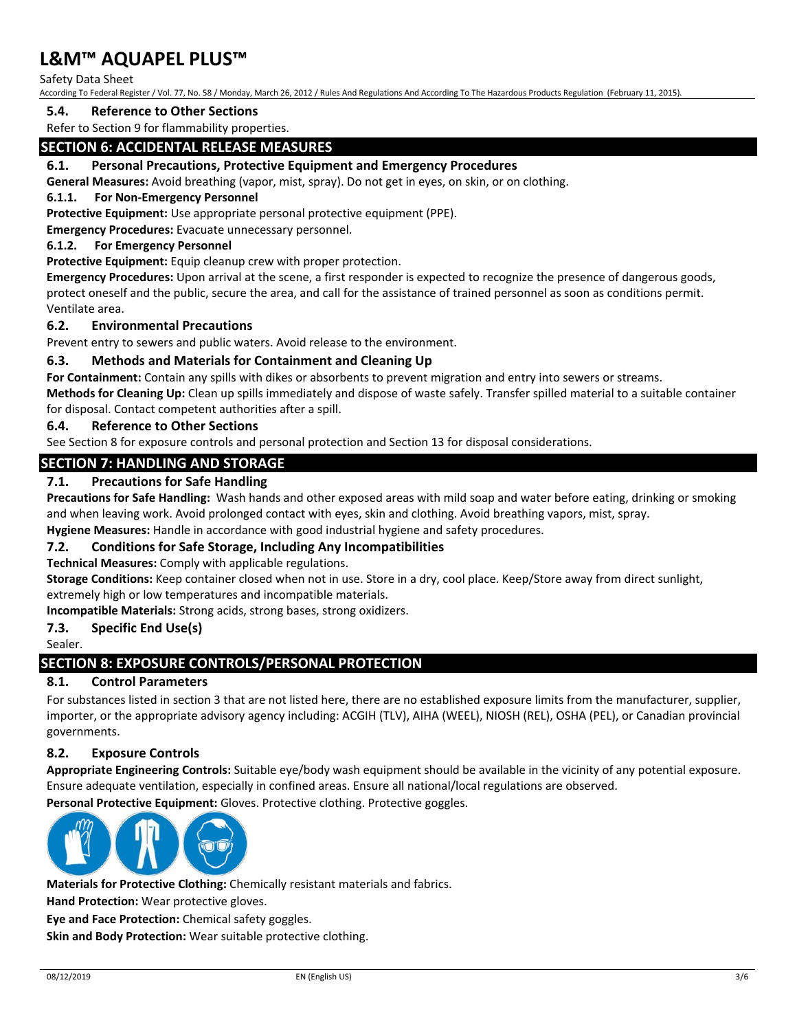### 5.4. Reference to Other Sections

Refer to Section 9 for flammability properties.

## SECTION 6: ACCIDENTAL RELEASE MEASURES

### 6.1. Personal Precautions, Protective Equipment and Emergency Procedures

**General Measures:** Avoid breathing (vapor, mist, spray). Do not get in eyes, on skin, or on clothing.

#### 6.1.1. For Non-Emergency Personnel

**Protective Equipment:** Use appropriate personal protective equipment (PPE).

**Emergency Procedures:** Evacuate unnecessary personnel.

#### 6.1.2. For Emergency Personnel

**Protective Equipment:** Equip cleanup crew with proper protection.

**Emergency Procedures:** Upon arrival at the scene, a first responder is expected to recognize the presence of dangerous goods, protect oneself and the public, secure the area, and call for the assistance of trained personnel as soon as conditions permit. Ventilate area.

### 6.2. Environmental Precautions

Prevent entry to sewers and public waters. Avoid release to the environment.

### 6.3. Methods and Materials for Containment and Cleaning Up

**For Containment:** Contain any spills with dikes or absorbents to prevent migration and entry into sewers or streams.

**Methods for Cleaning Up:** Clean up spills immediately and dispose of waste safely. Transfer spilled material to a suitable container for disposal. Contact competent authorities after a spill.

### 6.4. Reference to Other Sections

See Section 8 for exposure controls and personal protection and Section 13 for disposal considerations.

## SECTION 7: HANDLING AND STORAGE

### 7.1. Precautions for Safe Handling

**Precautions for Safe Handling:** Wash hands and other exposed areas with mild soap and water before eating, drinking or smoking and when leaving work. Avoid prolonged contact with eyes, skin and clothing. Avoid breathing vapors, mist, spray.

**Hygiene Measures:** Handle in accordance with good industrial hygiene and safety procedures.

### 7.2. Conditions for Safe Storage, Including Any Incompatibilities

**Technical Measures:** Comply with applicable regulations.

**Storage Conditions:** Keep container closed when not in use. Store in a dry, cool place. Keep/Store away from direct sunlight, extremely high or low temperatures and incompatible materials.

**Incompatible Materials:** Strong acids, strong bases, strong oxidizers.

### 7.3. Specific End Use(s)

Sealer.

## SECTION 8: EXPOSURE CONTROLS/PERSONAL PROTECTION

### 8.1. Control Parameters

For substances listed in section 3 that are not listed here, there are no established exposure limits from the manufacturer, supplier, importer, or the appropriate advisory agency including: ACGIH (TLV), AIHA (WEEL), NIOSH (REL), OSHA (PEL), or Canadian provincial governments.

### 8.2. Exposure Controls

**Appropriate Engineering Controls:** Suitable eye/body wash equipment should be available in the vicinity of any potential exposure. Ensure adequate ventilation, especially in confined areas. Ensure all national/local regulations are observed.

**Personal Protective Equipment:** Gloves. Protective clothing. Protective goggles.

**Materials for Protective Clothing:** Chemically resistant materials and fabrics.

**Hand Protection:** Wear protective gloves.

**Eye and Face Protection:** Chemical safety goggles.

**Skin and Body Protection:** Wear suitable protective clothing.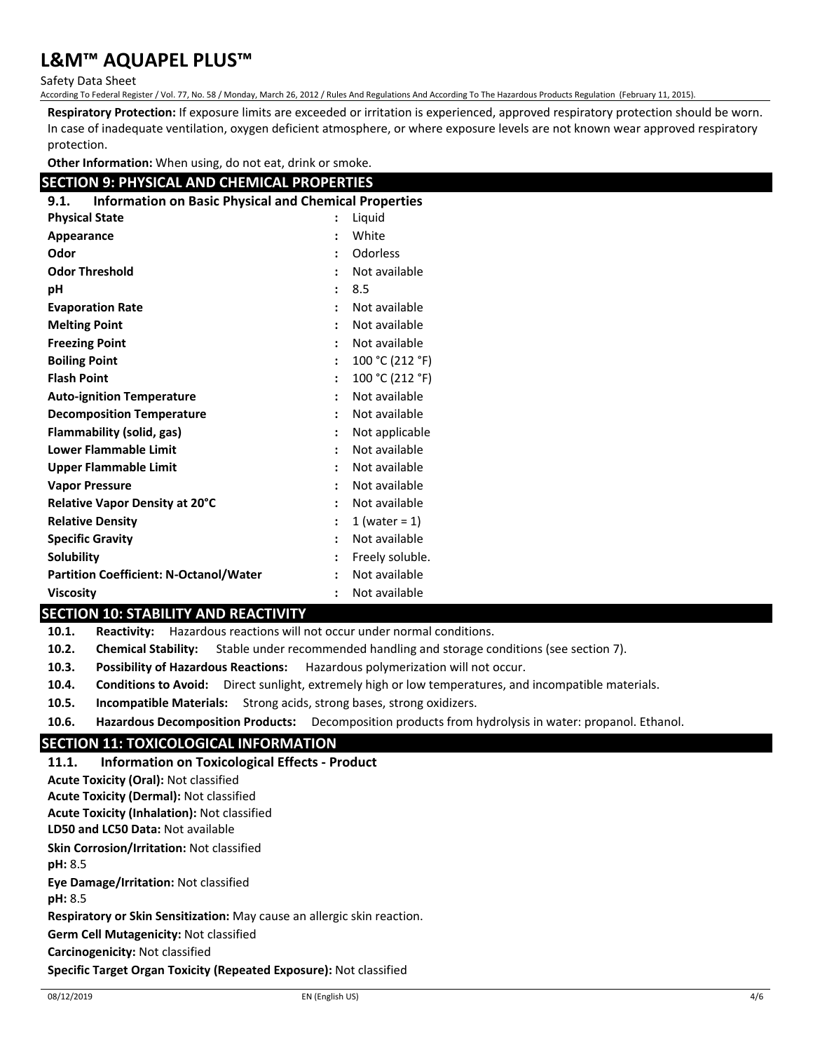**Respiratory Protection:** If exposure limits are exceeded or irritation is experienced, approved respiratory protection should be worn. In case of inadequate ventilation, oxygen deficient atmosphere, or where exposure levels are not known wear approved respiratory protection.

**Other Information:** When using, do not eat, drink or smoke.

## SECTION 9: PHYSICAL AND CHEMICAL PROPERTIES

### 9.1. Information on Basic Physical and Chemical Properties

| Property | | Value |
|---|---|---|
| **Physical State** | : | Liquid |
| **Appearance** | : | White |
| **Odor** | : | Odorless |
| **Odor Threshold** | : | Not available |
| **pH** | : | 8.5 |
| **Evaporation Rate** | : | Not available |
| **Melting Point** | : | Not available |
| **Freezing Point** | : | Not available |
| **Boiling Point** | : | 100 °C (212 °F) |
| **Flash Point** | : | 100 °C (212 °F) |
| **Auto-ignition Temperature** | : | Not available |
| **Decomposition Temperature** | : | Not available |
| **Flammability (solid, gas)** | : | Not applicable |
| **Lower Flammable Limit** | : | Not available |
| **Upper Flammable Limit** | : | Not available |
| **Vapor Pressure** | : | Not available |
| **Relative Vapor Density at 20°C** | : | Not available |
| **Relative Density** | : | 1 (water = 1) |
| **Specific Gravity** | : | Not available |
| **Solubility** | : | Freely soluble. |
| **Partition Coefficient: N-Octanol/Water** | : | Not available |
| **Viscosity** | : | Not available |

## SECTION 10: STABILITY AND REACTIVITY

**10.1. Reactivity:** Hazardous reactions will not occur under normal conditions.

**10.2. Chemical Stability:** Stable under recommended handling and storage conditions (see section 7).

**10.3. Possibility of Hazardous Reactions:** Hazardous polymerization will not occur.

**10.4. Conditions to Avoid:** Direct sunlight, extremely high or low temperatures, and incompatible materials.

**10.5. Incompatible Materials:** Strong acids, strong bases, strong oxidizers.

**10.6. Hazardous Decomposition Products:** Decomposition products from hydrolysis in water: propanol. Ethanol.

## SECTION 11: TOXICOLOGICAL INFORMATION

### 11.1. Information on Toxicological Effects - Product

**Acute Toxicity (Oral):** Not classified

**Acute Toxicity (Dermal):** Not classified

**Acute Toxicity (Inhalation):** Not classified

**LD50 and LC50 Data:** Not available

**Skin Corrosion/Irritation:** Not classified

**pH:** 8.5

**Eye Damage/Irritation:** Not classified

**pH:** 8.5

**Respiratory or Skin Sensitization:** May cause an allergic skin reaction.

**Germ Cell Mutagenicity:** Not classified

**Carcinogenicity:** Not classified

**Specific Target Organ Toxicity (Repeated Exposure):** Not classified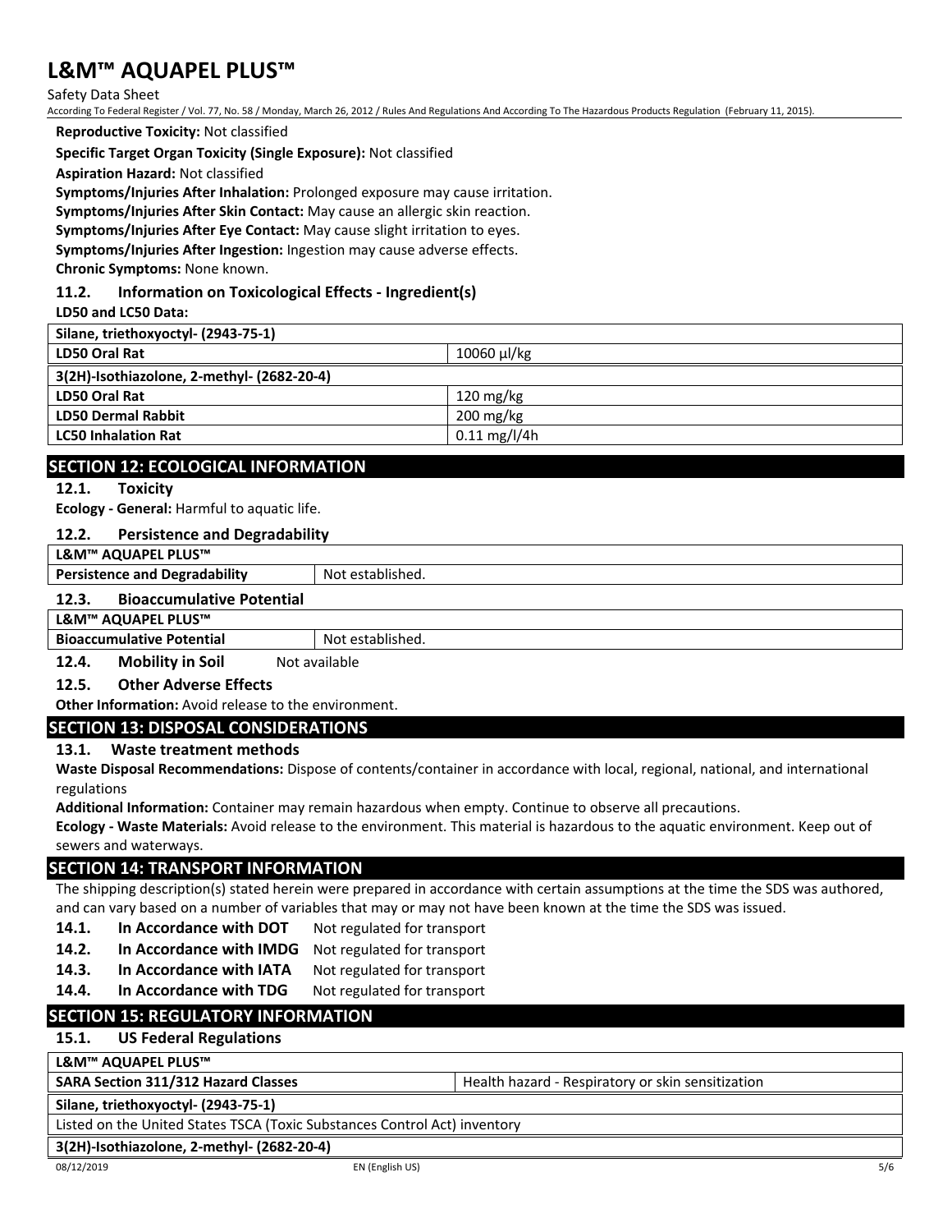**Reproductive Toxicity:** Not classified

**Specific Target Organ Toxicity (Single Exposure):** Not classified

**Aspiration Hazard:** Not classified

**Symptoms/Injuries After Inhalation:** Prolonged exposure may cause irritation.

**Symptoms/Injuries After Skin Contact:** May cause an allergic skin reaction.

**Symptoms/Injuries After Eye Contact:** May cause slight irritation to eyes.

**Symptoms/Injuries After Ingestion:** Ingestion may cause adverse effects.

**Chronic Symptoms:** None known.

### 11.2. Information on Toxicological Effects - Ingredient(s)

**LD50 and LC50 Data:**

| **Silane, triethoxyoctyl- (2943-75-1)** | |
|---|---|
| **LD50 Oral Rat** | 10060 µl/kg |
| **3(2H)-Isothiazolone, 2-methyl- (2682-20-4)** | |
| **LD50 Oral Rat** | 120 mg/kg |
| **LD50 Dermal Rabbit** | 200 mg/kg |
| **LC50 Inhalation Rat** | 0.11 mg/l/4h |

## SECTION 12: ECOLOGICAL INFORMATION

### 12.1. Toxicity

**Ecology - General:** Harmful to aquatic life.

### 12.2. Persistence and Degradability

| **L&M™ AQUAPEL PLUS™** | |
|---|---|
| **Persistence and Degradability** | Not established. |

### 12.3. Bioaccumulative Potential

| **L&M™ AQUAPEL PLUS™** | |
|---|---|
| **Bioaccumulative Potential** | Not established. |

### 12.4. Mobility in Soil

Not available

### 12.5. Other Adverse Effects

**Other Information:** Avoid release to the environment.

## SECTION 13: DISPOSAL CONSIDERATIONS

### 13.1. Waste treatment methods

**Waste Disposal Recommendations:** Dispose of contents/container in accordance with local, regional, national, and international regulations

**Additional Information:** Container may remain hazardous when empty. Continue to observe all precautions.

**Ecology - Waste Materials:** Avoid release to the environment. This material is hazardous to the aquatic environment. Keep out of sewers and waterways.

## SECTION 14: TRANSPORT INFORMATION

The shipping description(s) stated herein were prepared in accordance with certain assumptions at the time the SDS was authored, and can vary based on a number of variables that may or may not have been known at the time the SDS was issued.

**14.1. In Accordance with DOT** Not regulated for transport

**14.2. In Accordance with IMDG** Not regulated for transport

**14.3. In Accordance with IATA** Not regulated for transport

**14.4. In Accordance with TDG** Not regulated for transport

## SECTION 15: REGULATORY INFORMATION

### 15.1. US Federal Regulations

| **L&M™ AQUAPEL PLUS™** | |
|---|---|
| **SARA Section 311/312 Hazard Classes** | Health hazard - Respiratory or skin sensitization |

| **Silane, triethoxyoctyl- (2943-75-1)** |
|---|
| Listed on the United States TSCA (Toxic Substances Control Act) inventory |

| **3(2H)-Isothiazolone, 2-methyl- (2682-20-4)** |
|---|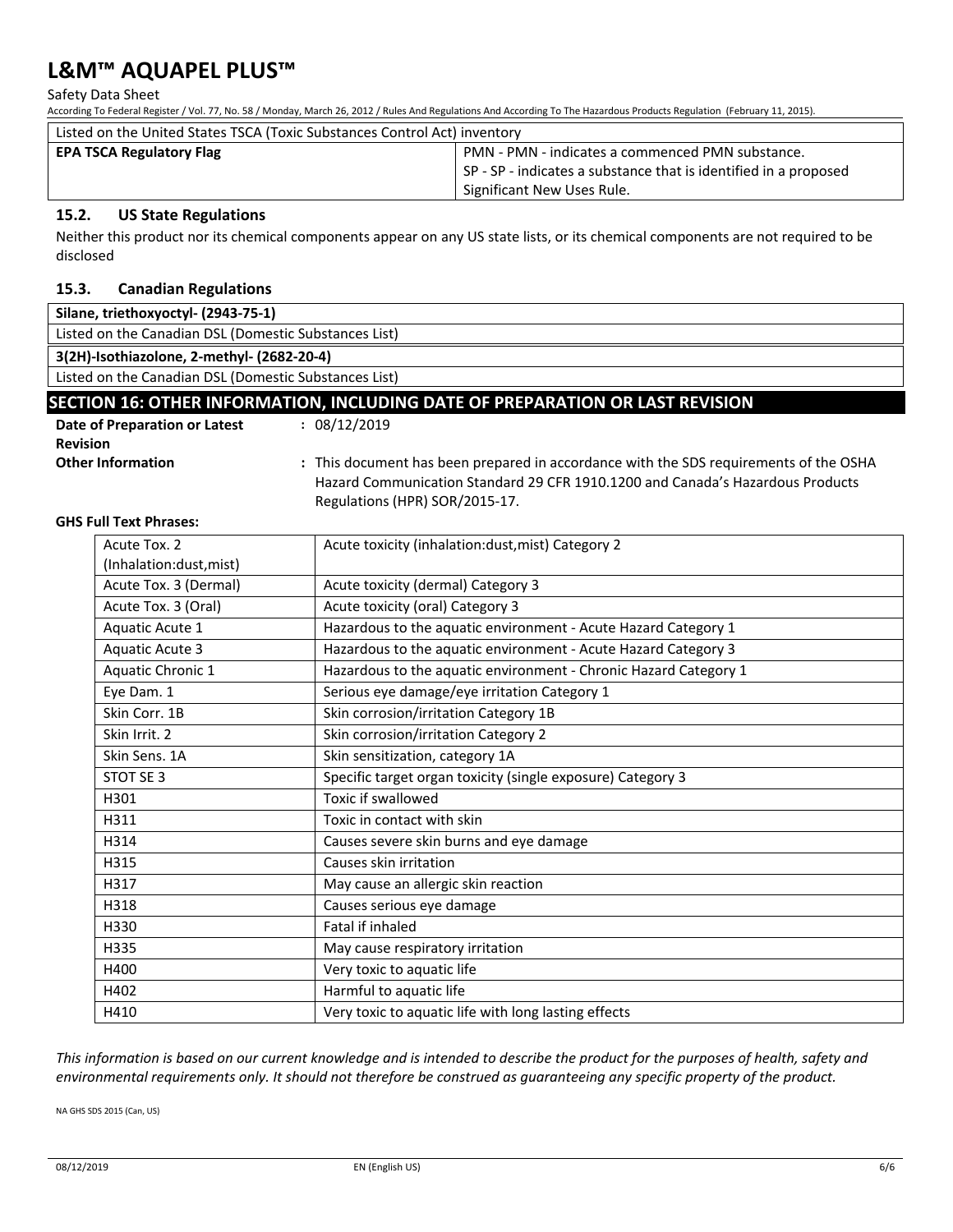| Listed on the United States TSCA (Toxic Substances Control Act) inventory | |
|---|---|
| **EPA TSCA Regulatory Flag** | PMN - PMN - indicates a commenced PMN substance. SP - SP - indicates a substance that is identified in a proposed Significant New Uses Rule. |

### 15.2. US State Regulations

Neither this product nor its chemical components appear on any US state lists, or its chemical components are not required to be disclosed

### 15.3. Canadian Regulations

| |
|---|
| **Silane, triethoxyoctyl- (2943-75-1)** |
| Listed on the Canadian DSL (Domestic Substances List) |
| **3(2H)-Isothiazolone, 2-methyl- (2682-20-4)** |
| Listed on the Canadian DSL (Domestic Substances List) |

## SECTION 16: OTHER INFORMATION, INCLUDING DATE OF PREPARATION OR LAST REVISION

**Date of Preparation or Latest Revision** : 08/12/2019

**Other Information** : This document has been prepared in accordance with the SDS requirements of the OSHA Hazard Communication Standard 29 CFR 1910.1200 and Canada's Hazardous Products Regulations (HPR) SOR/2015-17.

**GHS Full Text Phrases:**

| | |
|---|---|
| Acute Tox. 2 (Inhalation:dust,mist) | Acute toxicity (inhalation:dust,mist) Category 2 |
| Acute Tox. 3 (Dermal) | Acute toxicity (dermal) Category 3 |
| Acute Tox. 3 (Oral) | Acute toxicity (oral) Category 3 |
| Aquatic Acute 1 | Hazardous to the aquatic environment - Acute Hazard Category 1 |
| Aquatic Acute 3 | Hazardous to the aquatic environment - Acute Hazard Category 3 |
| Aquatic Chronic 1 | Hazardous to the aquatic environment - Chronic Hazard Category 1 |
| Eye Dam. 1 | Serious eye damage/eye irritation Category 1 |
| Skin Corr. 1B | Skin corrosion/irritation Category 1B |
| Skin Irrit. 2 | Skin corrosion/irritation Category 2 |
| Skin Sens. 1A | Skin sensitization, category 1A |
| STOT SE 3 | Specific target organ toxicity (single exposure) Category 3 |
| H301 | Toxic if swallowed |
| H311 | Toxic in contact with skin |
| H314 | Causes severe skin burns and eye damage |
| H315 | Causes skin irritation |
| H317 | May cause an allergic skin reaction |
| H318 | Causes serious eye damage |
| H330 | Fatal if inhaled |
| H335 | May cause respiratory irritation |
| H400 | Very toxic to aquatic life |
| H402 | Harmful to aquatic life |
| H410 | Very toxic to aquatic life with long lasting effects |

*This information is based on our current knowledge and is intended to describe the product for the purposes of health, safety and environmental requirements only. It should not therefore be construed as guaranteeing any specific property of the product.*

NA GHS SDS 2015 (Can, US)